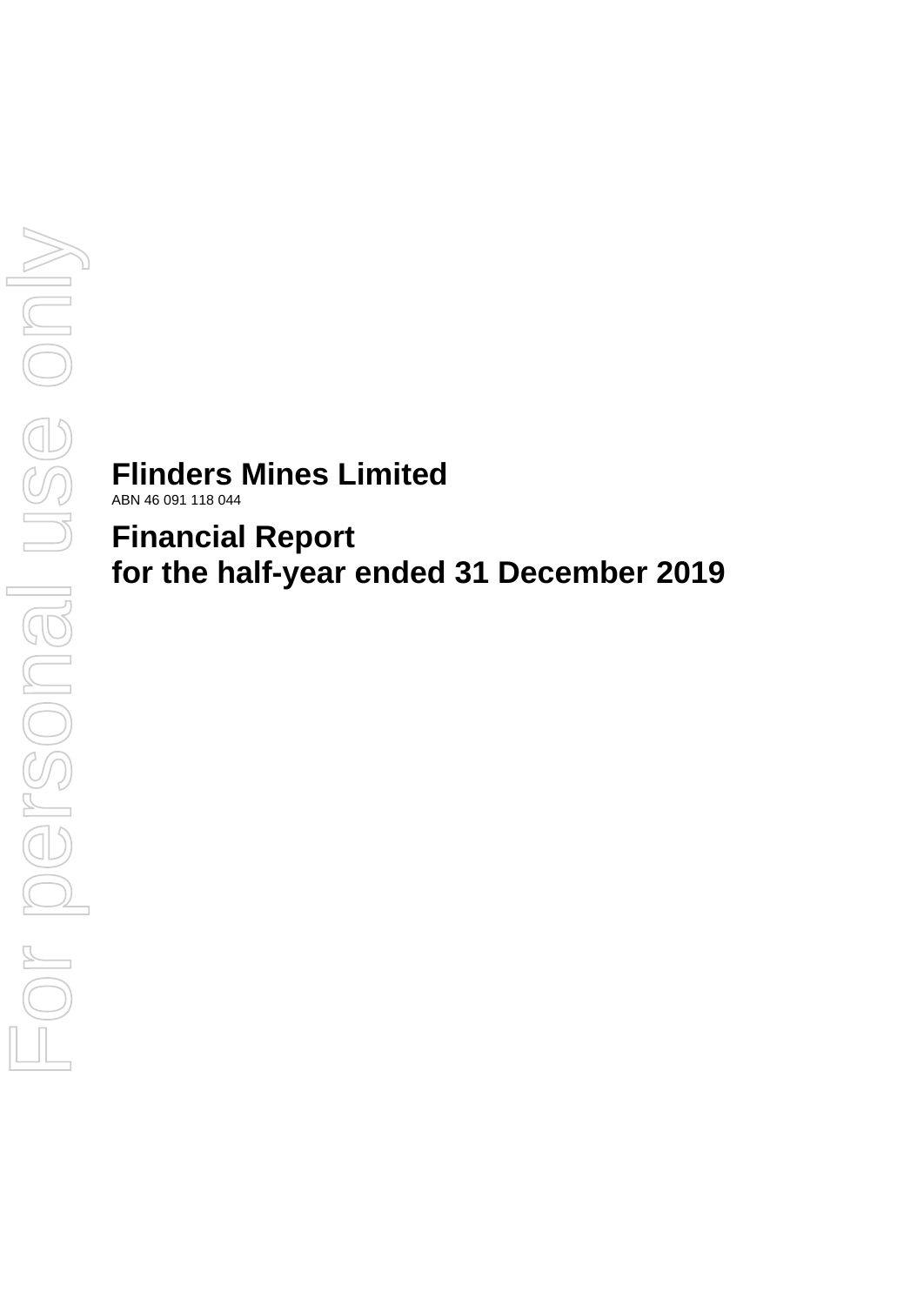# Flinders Mines Limited

ABN 46 091 118 044

# Financial Report for the half-year ended 31 December 2019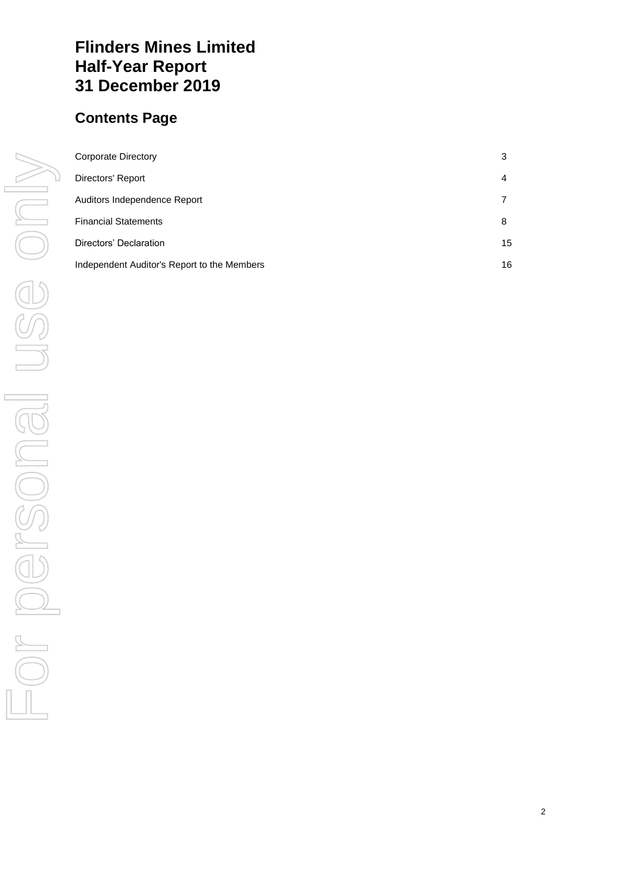# Flinders Mines Limited
# Half-Year Report
# 31 December 2019

## Contents Page

| | |
|---|---|
| Corporate Directory | 3 |
| Directors' Report | 4 |
| Auditors Independence Report | 7 |
| Financial Statements | 8 |
| Directors' Declaration | 15 |
| Independent Auditor's Report to the Members | 16 |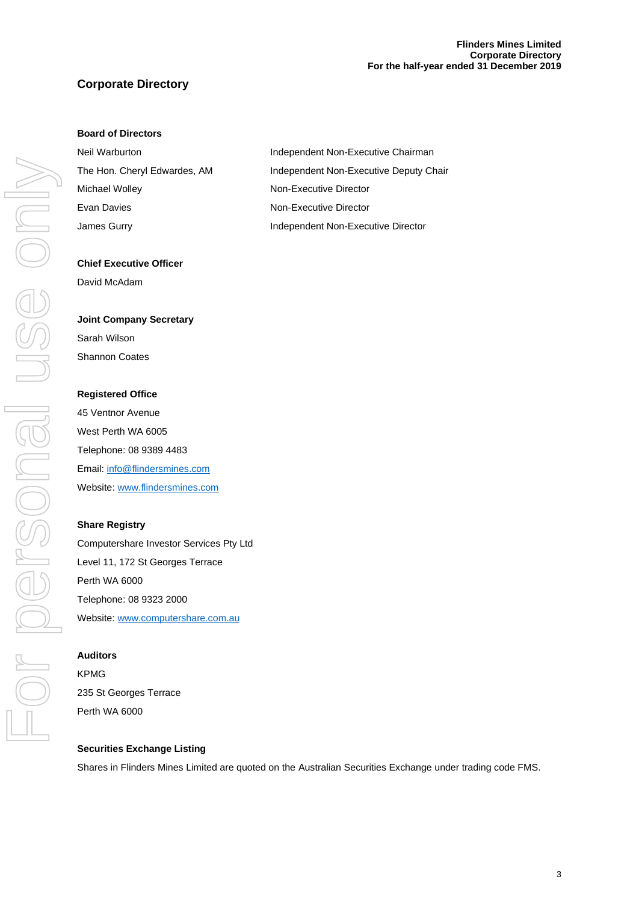# Corporate Directory

**Board of Directors**

| | |
|---|---|
| Neil Warburton | Independent Non-Executive Chairman |
| The Hon. Cheryl Edwardes, AM | Independent Non-Executive Deputy Chair |
| Michael Wolley | Non-Executive Director |
| Evan Davies | Non-Executive Director |
| James Gurry | Independent Non-Executive Director |

**Chief Executive Officer**

David McAdam

**Joint Company Secretary**

Sarah Wilson

Shannon Coates

**Registered Office**

45 Ventnor Avenue

West Perth WA 6005

Telephone: 08 9389 4483

Email: info@flindersmines.com

Website: www.flindersmines.com

**Share Registry**

Computershare Investor Services Pty Ltd

Level 11, 172 St Georges Terrace

Perth WA 6000

Telephone: 08 9323 2000

Website: www.computershare.com.au

**Auditors**

KPMG

235 St Georges Terrace

Perth WA 6000

**Securities Exchange Listing**

Shares in Flinders Mines Limited are quoted on the Australian Securities Exchange under trading code FMS.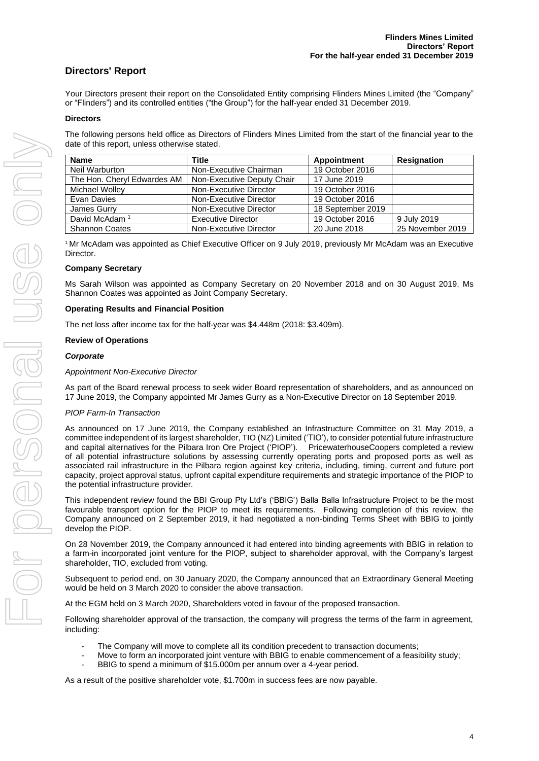# Directors' Report

Your Directors present their report on the Consolidated Entity comprising Flinders Mines Limited (the "Company" or "Flinders") and its controlled entities ("the Group") for the half-year ended 31 December 2019.

**Directors**

The following persons held office as Directors of Flinders Mines Limited from the start of the financial year to the date of this report, unless otherwise stated.

| Name | Title | Appointment | Resignation |
|---|---|---|---|
| Neil Warburton | Non-Executive Chairman | 19 October 2016 | |
| The Hon. Cheryl Edwardes AM | Non-Executive Deputy Chair | 17 June 2019 | |
| Michael Wolley | Non-Executive Director | 19 October 2016 | |
| Evan Davies | Non-Executive Director | 19 October 2016 | |
| James Gurry | Non-Executive Director | 18 September 2019 | |
| David McAdam [1] | Executive Director | 19 October 2016 | 9 July 2019 |
| Shannon Coates | Non-Executive Director | 20 June 2018 | 25 November 2019 |

[1] Mr McAdam was appointed as Chief Executive Officer on 9 July 2019, previously Mr McAdam was an Executive Director.

**Company Secretary**

Ms Sarah Wilson was appointed as Company Secretary on 20 November 2018 and on 30 August 2019, Ms Shannon Coates was appointed as Joint Company Secretary.

**Operating Results and Financial Position**

The net loss after income tax for the half-year was $4.448m (2018: $3.409m).

**Review of Operations**

***Corporate***

*Appointment Non-Executive Director*

As part of the Board renewal process to seek wider Board representation of shareholders, and as announced on 17 June 2019, the Company appointed Mr James Gurry as a Non-Executive Director on 18 September 2019.

*PIOP Farm-In Transaction*

As announced on 17 June 2019, the Company established an Infrastructure Committee on 31 May 2019, a committee independent of its largest shareholder, TIO (NZ) Limited ('TIO'), to consider potential future infrastructure and capital alternatives for the Pilbara Iron Ore Project ('PIOP'). PricewaterhouseCoopers completed a review of all potential infrastructure solutions by assessing currently operating ports and proposed ports as well as associated rail infrastructure in the Pilbara region against key criteria, including, timing, current and future port capacity, project approval status, upfront capital expenditure requirements and strategic importance of the PIOP to the potential infrastructure provider.

This independent review found the BBI Group Pty Ltd's ('BBIG') Balla Balla Infrastructure Project to be the most favourable transport option for the PIOP to meet its requirements. Following completion of this review, the Company announced on 2 September 2019, it had negotiated a non-binding Terms Sheet with BBIG to jointly develop the PIOP.

On 28 November 2019, the Company announced it had entered into binding agreements with BBIG in relation to a farm-in incorporated joint venture for the PIOP, subject to shareholder approval, with the Company's largest shareholder, TIO, excluded from voting.

Subsequent to period end, on 30 January 2020, the Company announced that an Extraordinary General Meeting would be held on 3 March 2020 to consider the above transaction.

At the EGM held on 3 March 2020, Shareholders voted in favour of the proposed transaction.

Following shareholder approval of the transaction, the company will progress the terms of the farm in agreement, including:

- The Company will move to complete all its condition precedent to transaction documents;
- Move to form an incorporated joint venture with BBIG to enable commencement of a feasibility study;
- BBIG to spend a minimum of $15.000m per annum over a 4-year period.

As a result of the positive shareholder vote, $1.700m in success fees are now payable.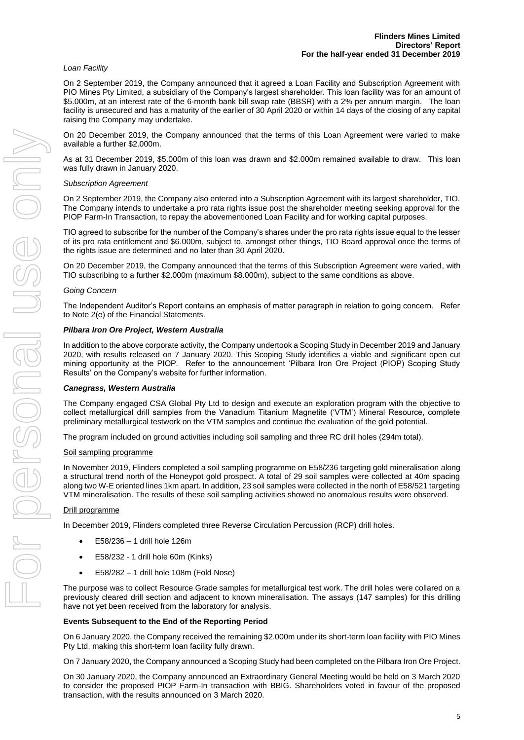*Loan Facility*

On 2 September 2019, the Company announced that it agreed a Loan Facility and Subscription Agreement with PIO Mines Pty Limited, a subsidiary of the Company's largest shareholder. This loan facility was for an amount of $5.000m, at an interest rate of the 6-month bank bill swap rate (BBSR) with a 2% per annum margin. The loan facility is unsecured and has a maturity of the earlier of 30 April 2020 or within 14 days of the closing of any capital raising the Company may undertake.

On 20 December 2019, the Company announced that the terms of this Loan Agreement were varied to make available a further $2.000m.

As at 31 December 2019, $5.000m of this loan was drawn and $2.000m remained available to draw. This loan was fully drawn in January 2020.

*Subscription Agreement*

On 2 September 2019, the Company also entered into a Subscription Agreement with its largest shareholder, TIO. The Company intends to undertake a pro rata rights issue post the shareholder meeting seeking approval for the PIOP Farm-In Transaction, to repay the abovementioned Loan Facility and for working capital purposes.

TIO agreed to subscribe for the number of the Company's shares under the pro rata rights issue equal to the lesser of its pro rata entitlement and $6.000m, subject to, amongst other things, TIO Board approval once the terms of the rights issue are determined and no later than 30 April 2020.

On 20 December 2019, the Company announced that the terms of this Subscription Agreement were varied, with TIO subscribing to a further $2.000m (maximum $8.000m), subject to the same conditions as above.

*Going Concern*

The Independent Auditor's Report contains an emphasis of matter paragraph in relation to going concern. Refer to Note 2(e) of the Financial Statements.

***Pilbara Iron Ore Project, Western Australia***

In addition to the above corporate activity, the Company undertook a Scoping Study in December 2019 and January 2020, with results released on 7 January 2020. This Scoping Study identifies a viable and significant open cut mining opportunity at the PIOP. Refer to the announcement 'Pilbara Iron Ore Project (PIOP) Scoping Study Results' on the Company's website for further information.

***Canegrass, Western Australia***

The Company engaged CSA Global Pty Ltd to design and execute an exploration program with the objective to collect metallurgical drill samples from the Vanadium Titanium Magnetite ('VTM') Mineral Resource, complete preliminary metallurgical testwork on the VTM samples and continue the evaluation of the gold potential.

The program included on ground activities including soil sampling and three RC drill holes (294m total).

Soil sampling programme

In November 2019, Flinders completed a soil sampling programme on E58/236 targeting gold mineralisation along a structural trend north of the Honeypot gold prospect. A total of 29 soil samples were collected at 40m spacing along two W-E oriented lines 1km apart. In addition, 23 soil samples were collected in the north of E58/521 targeting VTM mineralisation. The results of these soil sampling activities showed no anomalous results were observed.

Drill programme

In December 2019, Flinders completed three Reverse Circulation Percussion (RCP) drill holes.

- E58/236 – 1 drill hole 126m
- E58/232 - 1 drill hole 60m (Kinks)
- E58/282 – 1 drill hole 108m (Fold Nose)

The purpose was to collect Resource Grade samples for metallurgical test work. The drill holes were collared on a previously cleared drill section and adjacent to known mineralisation. The assays (147 samples) for this drilling have not yet been received from the laboratory for analysis.

**Events Subsequent to the End of the Reporting Period**

On 6 January 2020, the Company received the remaining $2.000m under its short-term loan facility with PIO Mines Pty Ltd, making this short-term loan facility fully drawn.

On 7 January 2020, the Company announced a Scoping Study had been completed on the Pilbara Iron Ore Project.

On 30 January 2020, the Company announced an Extraordinary General Meeting would be held on 3 March 2020 to consider the proposed PIOP Farm-In transaction with BBIG. Shareholders voted in favour of the proposed transaction, with the results announced on 3 March 2020.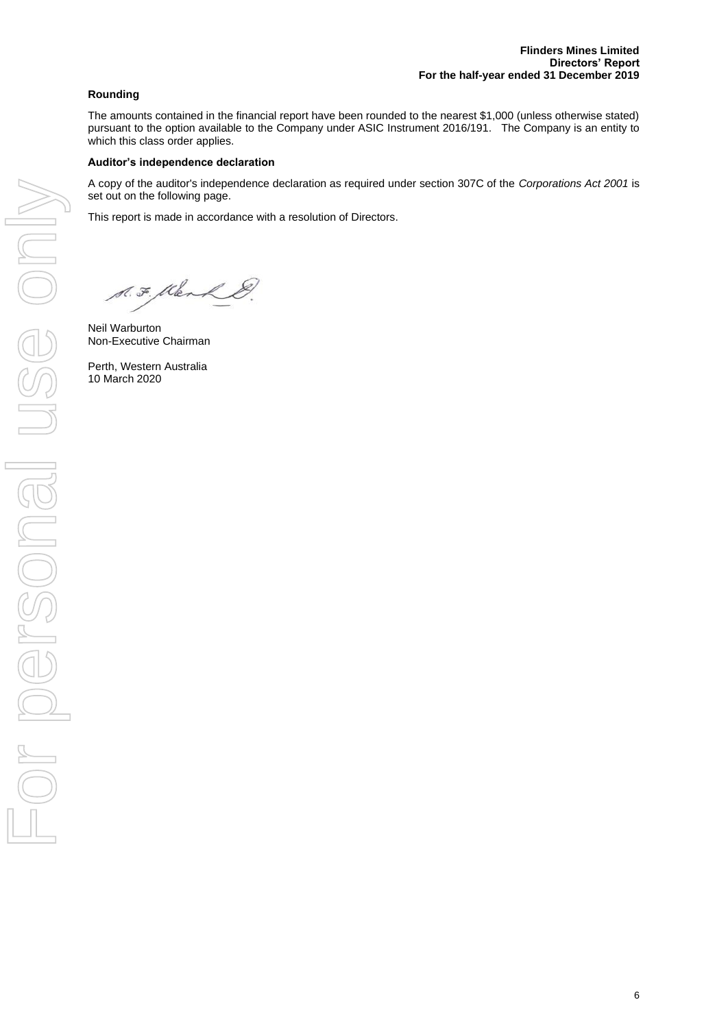**Rounding**

The amounts contained in the financial report have been rounded to the nearest $1,000 (unless otherwise stated) pursuant to the option available to the Company under ASIC Instrument 2016/191. The Company is an entity to which this class order applies.

**Auditor's independence declaration**

A copy of the auditor's independence declaration as required under section 307C of the *Corporations Act 2001* is set out on the following page.

This report is made in accordance with a resolution of Directors.

Neil Warburton
Non-Executive Chairman

Perth, Western Australia
10 March 2020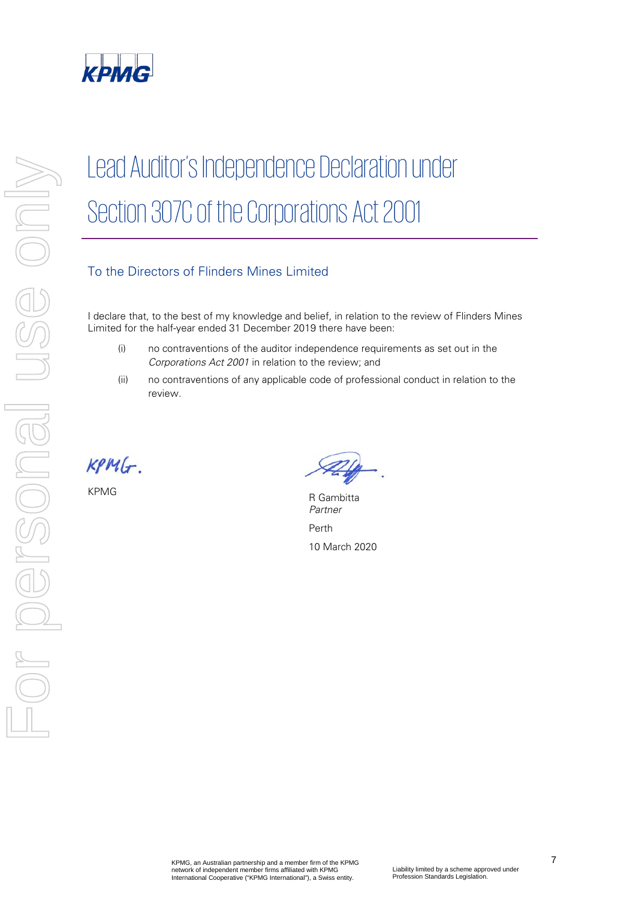KPMG

# Lead Auditor's Independence Declaration under Section 307C of the Corporations Act 2001

## To the Directors of Flinders Mines Limited

I declare that, to the best of my knowledge and belief, in relation to the review of Flinders Mines Limited for the half-year ended 31 December 2019 there have been:

(i) no contraventions of the auditor independence requirements as set out in the *Corporations Act 2001* in relation to the review; and

(ii) no contraventions of any applicable code of professional conduct in relation to the review.

KPMG

R Gambitta
*Partner*

Perth

10 March 2020

KPMG, an Australian partnership and a member firm of the KPMG network of independent member firms affiliated with KPMG International Cooperative ("KPMG International"), a Swiss entity.

Liability limited by a scheme approved under Profession Standards Legislation.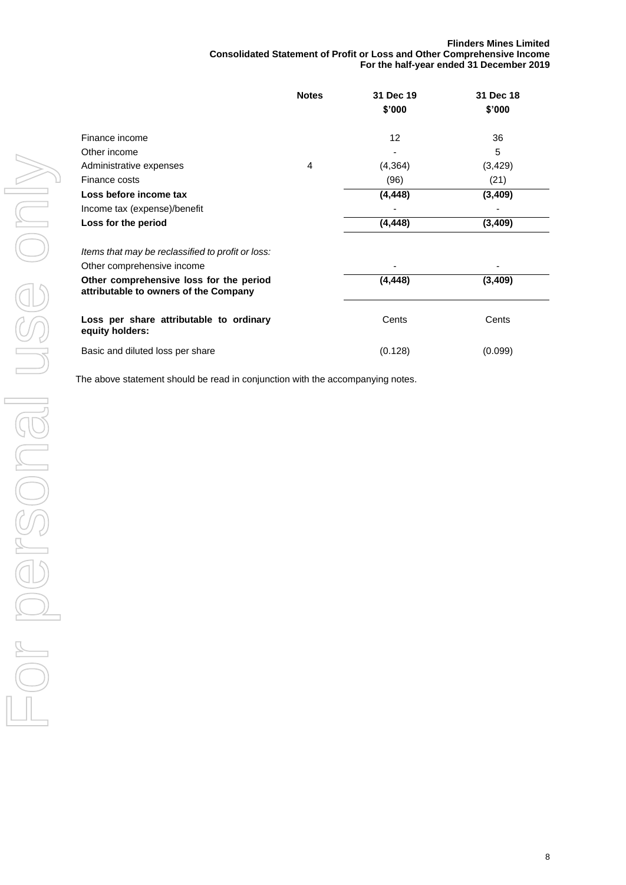**Flinders Mines Limited**
**Consolidated Statement of Profit or Loss and Other Comprehensive Income**
**For the half-year ended 31 December 2019**

| | Notes | 31 Dec 19 $'000 | 31 Dec 18 $'000 |
|---|---|---|---|
| Finance income | | 12 | 36 |
| Other income | | - | 5 |
| Administrative expenses | 4 | (4,364) | (3,429) |
| Finance costs | | (96) | (21) |
| **Loss before income tax** | | **(4,448)** | **(3,409)** |
| Income tax (expense)/benefit | | - | - |
| **Loss for the period** | | **(4,448)** | **(3,409)** |
| *Items that may be reclassified to profit or loss:* | | | |
| Other comprehensive income | | - | - |
| **Other comprehensive loss for the period attributable to owners of the Company** | | **(4,448)** | **(3,409)** |
| **Loss per share attributable to ordinary equity holders:** | | Cents | Cents |
| Basic and diluted loss per share | | (0.128) | (0.099) |

The above statement should be read in conjunction with the accompanying notes.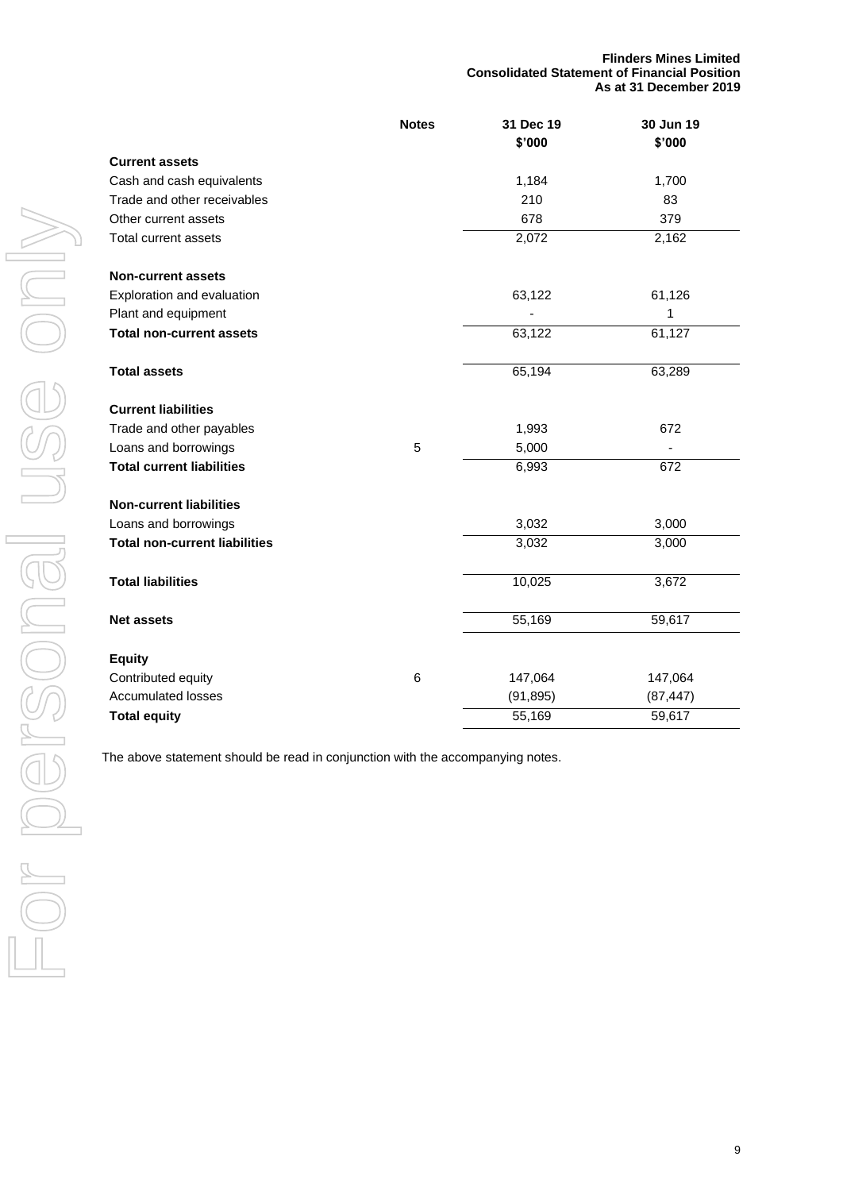**Flinders Mines Limited**
**Consolidated Statement of Financial Position**
**As at 31 December 2019**

| | Notes | 31 Dec 19 $'000 | 30 Jun 19 $'000 |
|---|---|---|---|
| **Current assets** | | | |
| Cash and cash equivalents | | 1,184 | 1,700 |
| Trade and other receivables | | 210 | 83 |
| Other current assets | | 678 | 379 |
| Total current assets | | 2,072 | 2,162 |
| | | | |
| **Non-current assets** | | | |
| Exploration and evaluation | | 63,122 | 61,126 |
| Plant and equipment | | - | 1 |
| **Total non-current assets** | | 63,122 | 61,127 |
| | | | |
| **Total assets** | | 65,194 | 63,289 |
| | | | |
| **Current liabilities** | | | |
| Trade and other payables | | 1,993 | 672 |
| Loans and borrowings | 5 | 5,000 | - |
| **Total current liabilities** | | 6,993 | 672 |
| | | | |
| **Non-current liabilities** | | | |
| Loans and borrowings | | 3,032 | 3,000 |
| **Total non-current liabilities** | | 3,032 | 3,000 |
| | | | |
| **Total liabilities** | | 10,025 | 3,672 |
| | | | |
| **Net assets** | | 55,169 | 59,617 |
| | | | |
| **Equity** | | | |
| Contributed equity | 6 | 147,064 | 147,064 |
| Accumulated losses | | (91,895) | (87,447) |
| **Total equity** | | 55,169 | 59,617 |

The above statement should be read in conjunction with the accompanying notes.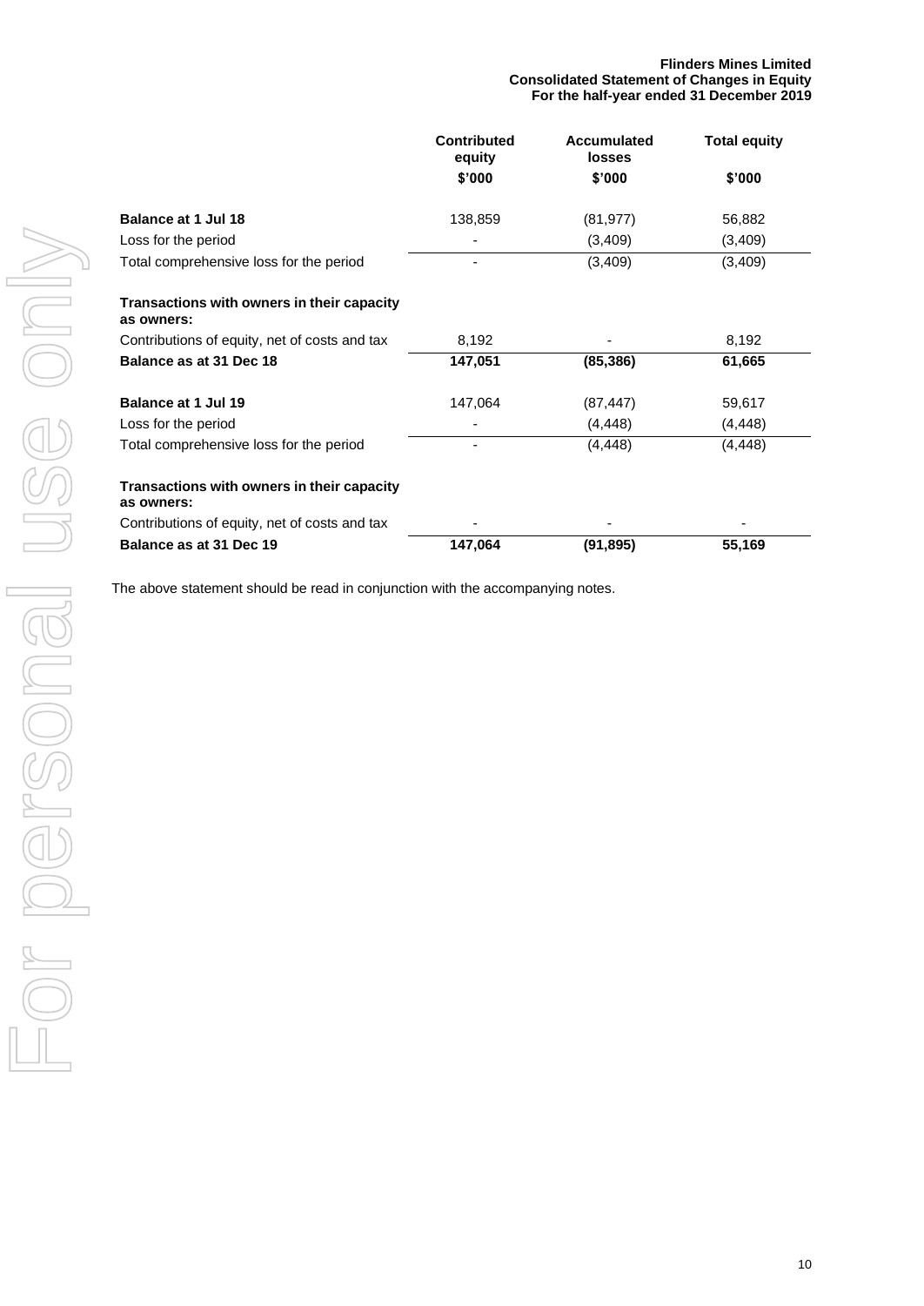**Flinders Mines Limited**
**Consolidated Statement of Changes in Equity**
**For the half-year ended 31 December 2019**

| | Contributed equity | Accumulated losses | Total equity |
|---|---|---|---|
| | $'000 | $'000 | $'000 |
| **Balance at 1 Jul 18** | 138,859 | (81,977) | 56,882 |
| Loss for the period | - | (3,409) | (3,409) |
| Total comprehensive loss for the period | - | (3,409) | (3,409) |
| **Transactions with owners in their capacity as owners:** | | | |
| Contributions of equity, net of costs and tax | 8,192 | - | 8,192 |
| **Balance as at 31 Dec 18** | **147,051** | **(85,386)** | **61,665** |
| **Balance at 1 Jul 19** | 147,064 | (87,447) | 59,617 |
| Loss for the period | - | (4,448) | (4,448) |
| Total comprehensive loss for the period | - | (4,448) | (4,448) |
| **Transactions with owners in their capacity as owners:** | | | |
| Contributions of equity, net of costs and tax | - | - | - |
| **Balance as at 31 Dec 19** | **147,064** | **(91,895)** | **55,169** |

The above statement should be read in conjunction with the accompanying notes.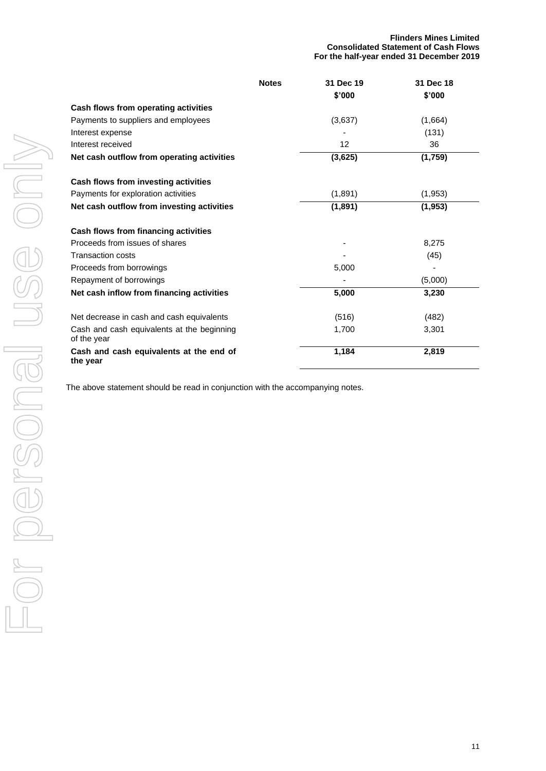**Flinders Mines Limited**
**Consolidated Statement of Cash Flows**
**For the half-year ended 31 December 2019**

| | Notes | 31 Dec 19<br>$'000 | 31 Dec 18<br>$'000 |
|---|---|---|---|
| **Cash flows from operating activities** | | | |
| Payments to suppliers and employees | | (3,637) | (1,664) |
| Interest expense | | - | (131) |
| Interest received | | 12 | 36 |
| **Net cash outflow from operating activities** | | **(3,625)** | **(1,759)** |
| | | | |
| **Cash flows from investing activities** | | | |
| Payments for exploration activities | | (1,891) | (1,953) |
| **Net cash outflow from investing activities** | | **(1,891)** | **(1,953)** |
| | | | |
| **Cash flows from financing activities** | | | |
| Proceeds from issues of shares | | - | 8,275 |
| Transaction costs | | - | (45) |
| Proceeds from borrowings | | 5,000 | - |
| Repayment of borrowings | | - | (5,000) |
| **Net cash inflow from financing activities** | | **5,000** | **3,230** |
| | | | |
| Net decrease in cash and cash equivalents | | (516) | (482) |
| Cash and cash equivalents at the beginning of the year | | 1,700 | 3,301 |
| **Cash and cash equivalents at the end of the year** | | **1,184** | **2,819** |

The above statement should be read in conjunction with the accompanying notes.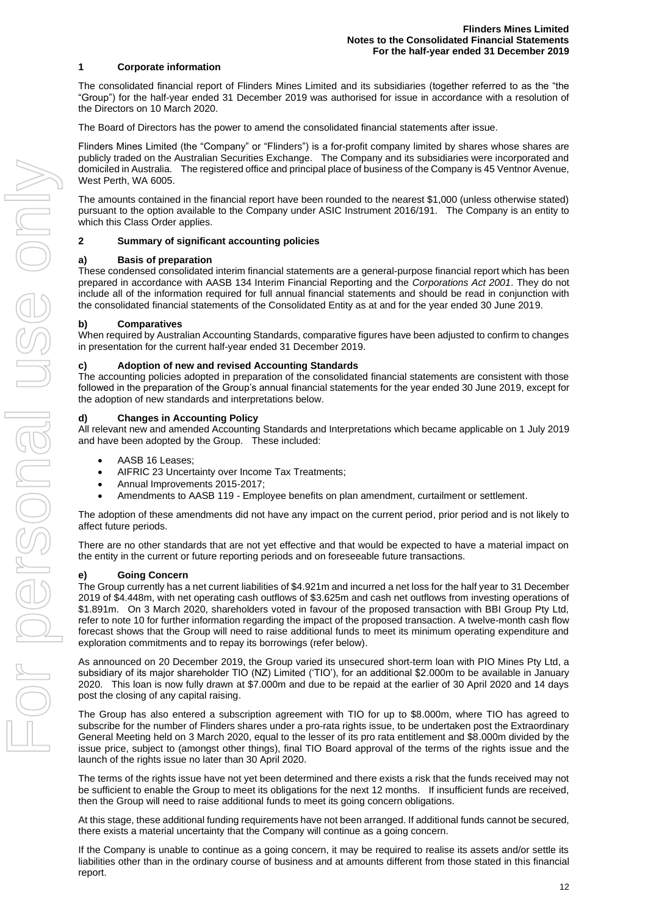## 1 Corporate information

The consolidated financial report of Flinders Mines Limited and its subsidiaries (together referred to as the "the "Group") for the half-year ended 31 December 2019 was authorised for issue in accordance with a resolution of the Directors on 10 March 2020.

The Board of Directors has the power to amend the consolidated financial statements after issue.

Flinders Mines Limited (the "Company" or "Flinders") is a for-profit company limited by shares whose shares are publicly traded on the Australian Securities Exchange. The Company and its subsidiaries were incorporated and domiciled in Australia. The registered office and principal place of business of the Company is 45 Ventnor Avenue, West Perth, WA 6005.

The amounts contained in the financial report have been rounded to the nearest $1,000 (unless otherwise stated) pursuant to the option available to the Company under ASIC Instrument 2016/191. The Company is an entity to which this Class Order applies.

## 2 Summary of significant accounting policies

### a) Basis of preparation

These condensed consolidated interim financial statements are a general-purpose financial report which has been prepared in accordance with AASB 134 Interim Financial Reporting and the *Corporations Act 2001*. They do not include all of the information required for full annual financial statements and should be read in conjunction with the consolidated financial statements of the Consolidated Entity as at and for the year ended 30 June 2019.

### b) Comparatives

When required by Australian Accounting Standards, comparative figures have been adjusted to confirm to changes in presentation for the current half-year ended 31 December 2019.

### c) Adoption of new and revised Accounting Standards

The accounting policies adopted in preparation of the consolidated financial statements are consistent with those followed in the preparation of the Group's annual financial statements for the year ended 30 June 2019, except for the adoption of new standards and interpretations below.

### d) Changes in Accounting Policy

All relevant new and amended Accounting Standards and Interpretations which became applicable on 1 July 2019 and have been adopted by the Group. These included:

- AASB 16 Leases;
- AIFRIC 23 Uncertainty over Income Tax Treatments;
- Annual Improvements 2015-2017;
- Amendments to AASB 119 - Employee benefits on plan amendment, curtailment or settlement.

The adoption of these amendments did not have any impact on the current period, prior period and is not likely to affect future periods.

There are no other standards that are not yet effective and that would be expected to have a material impact on the entity in the current or future reporting periods and on foreseeable future transactions.

### e) Going Concern

The Group currently has a net current liabilities of $4.921m and incurred a net loss for the half year to 31 December 2019 of $4.448m, with net operating cash outflows of $3.625m and cash net outflows from investing operations of $1.891m. On 3 March 2020, shareholders voted in favour of the proposed transaction with BBI Group Pty Ltd, refer to note 10 for further information regarding the impact of the proposed transaction. A twelve-month cash flow forecast shows that the Group will need to raise additional funds to meet its minimum operating expenditure and exploration commitments and to repay its borrowings (refer below).

As announced on 20 December 2019, the Group varied its unsecured short-term loan with PIO Mines Pty Ltd, a subsidiary of its major shareholder TIO (NZ) Limited ('TIO'), for an additional $2.000m to be available in January 2020. This loan is now fully drawn at $7.000m and due to be repaid at the earlier of 30 April 2020 and 14 days post the closing of any capital raising.

The Group has also entered a subscription agreement with TIO for up to $8.000m, where TIO has agreed to subscribe for the number of Flinders shares under a pro-rata rights issue, to be undertaken post the Extraordinary General Meeting held on 3 March 2020, equal to the lesser of its pro rata entitlement and $8.000m divided by the issue price, subject to (amongst other things), final TIO Board approval of the terms of the rights issue and the launch of the rights issue no later than 30 April 2020.

The terms of the rights issue have not yet been determined and there exists a risk that the funds received may not be sufficient to enable the Group to meet its obligations for the next 12 months. If insufficient funds are received, then the Group will need to raise additional funds to meet its going concern obligations.

At this stage, these additional funding requirements have not been arranged. If additional funds cannot be secured, there exists a material uncertainty that the Company will continue as a going concern.

If the Company is unable to continue as a going concern, it may be required to realise its assets and/or settle its liabilities other than in the ordinary course of business and at amounts different from those stated in this financial report.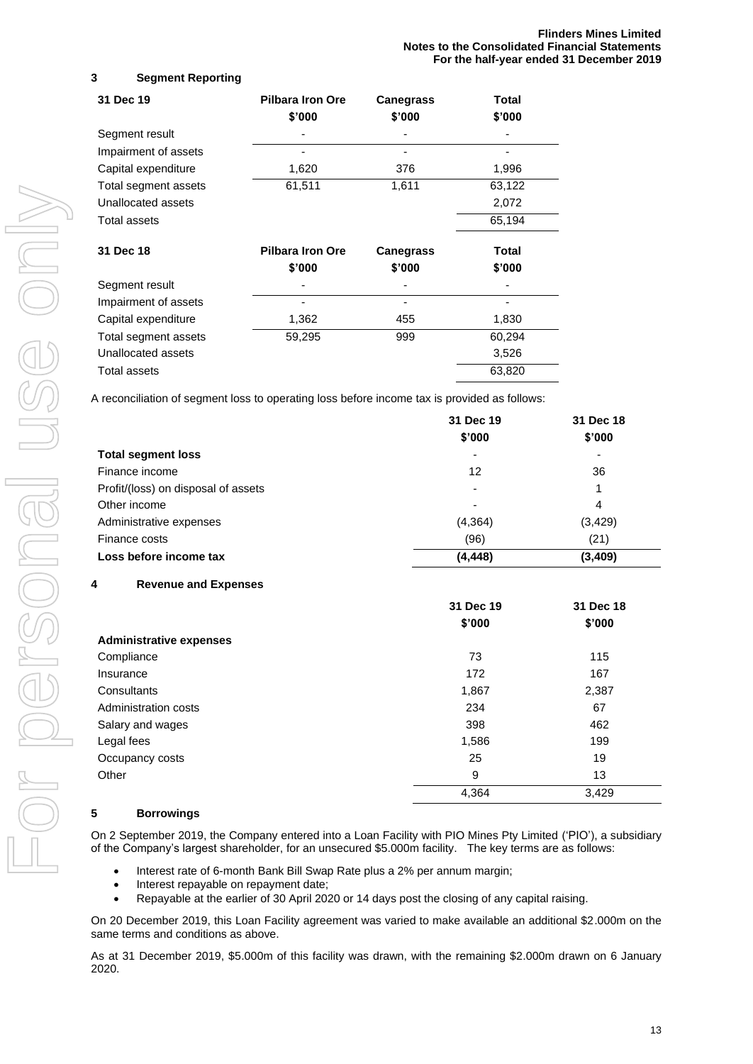## 3 Segment Reporting

| 31 Dec 19 | Pilbara Iron Ore $'000 | Canegrass $'000 | Total $'000 |
|---|---|---|---|
| Segment result | - | - | - |
| Impairment of assets | - | - | - |
| Capital expenditure | 1,620 | 376 | 1,996 |
| Total segment assets | 61,511 | 1,611 | 63,122 |
| Unallocated assets | | | 2,072 |
| Total assets | | | 65,194 |

| 31 Dec 18 | Pilbara Iron Ore $'000 | Canegrass $'000 | Total $'000 |
|---|---|---|---|
| Segment result | - | - | - |
| Impairment of assets | - | - | - |
| Capital expenditure | 1,362 | 455 | 1,830 |
| Total segment assets | 59,295 | 999 | 60,294 |
| Unallocated assets | | | 3,526 |
| Total assets | | | 63,820 |

A reconciliation of segment loss to operating loss before income tax is provided as follows:

| | 31 Dec 19 $'000 | 31 Dec 18 $'000 |
|---|---|---|
| **Total segment loss** | - | - |
| Finance income | 12 | 36 |
| Profit/(loss) on disposal of assets | - | 1 |
| Other income | - | 4 |
| Administrative expenses | (4,364) | (3,429) |
| Finance costs | (96) | (21) |
| **Loss before income tax** | **(4,448)** | **(3,409)** |

## 4 Revenue and Expenses

| | 31 Dec 19 $'000 | 31 Dec 18 $'000 |
|---|---|---|
| **Administrative expenses** | | |
| Compliance | 73 | 115 |
| Insurance | 172 | 167 |
| Consultants | 1,867 | 2,387 |
| Administration costs | 234 | 67 |
| Salary and wages | 398 | 462 |
| Legal fees | 1,586 | 199 |
| Occupancy costs | 25 | 19 |
| Other | 9 | 13 |
| | 4,364 | 3,429 |

## 5 Borrowings

On 2 September 2019, the Company entered into a Loan Facility with PIO Mines Pty Limited ('PIO'), a subsidiary of the Company's largest shareholder, for an unsecured $5.000m facility. The key terms are as follows:

- Interest rate of 6-month Bank Bill Swap Rate plus a 2% per annum margin;
- Interest repayable on repayment date;
- Repayable at the earlier of 30 April 2020 or 14 days post the closing of any capital raising.

On 20 December 2019, this Loan Facility agreement was varied to make available an additional $2.000m on the same terms and conditions as above.

As at 31 December 2019, $5.000m of this facility was drawn, with the remaining $2.000m drawn on 6 January 2020.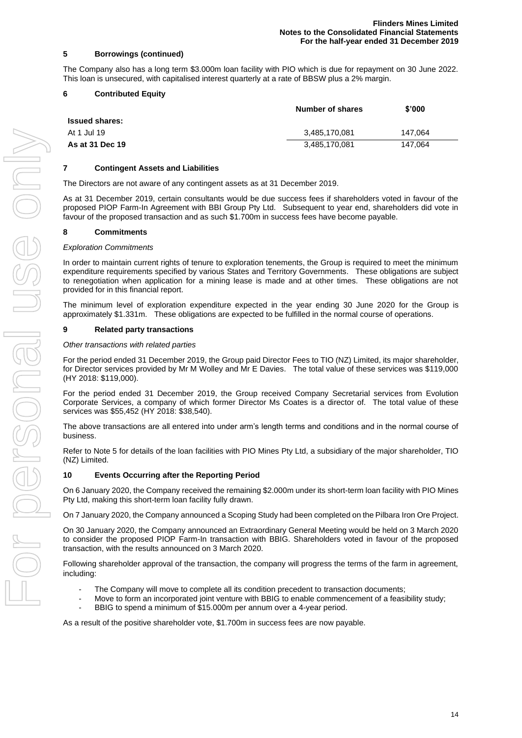## 5 Borrowings (continued)

The Company also has a long term $3.000m loan facility with PIO which is due for repayment on 30 June 2022. This loan is unsecured, with capitalised interest quarterly at a rate of BBSW plus a 2% margin.

## 6 Contributed Equity

| | Number of shares | $'000 |
|---|---|---|
| **Issued shares:** | | |
| At 1 Jul 19 | 3,485,170,081 | 147,064 |
| **As at 31 Dec 19** | 3,485,170,081 | 147,064 |

## 7 Contingent Assets and Liabilities

The Directors are not aware of any contingent assets as at 31 December 2019.

As at 31 December 2019, certain consultants would be due success fees if shareholders voted in favour of the proposed PIOP Farm-In Agreement with BBI Group Pty Ltd. Subsequent to year end, shareholders did vote in favour of the proposed transaction and as such $1.700m in success fees have become payable.

## 8 Commitments

*Exploration Commitments*

In order to maintain current rights of tenure to exploration tenements, the Group is required to meet the minimum expenditure requirements specified by various States and Territory Governments. These obligations are subject to renegotiation when application for a mining lease is made and at other times. These obligations are not provided for in this financial report.

The minimum level of exploration expenditure expected in the year ending 30 June 2020 for the Group is approximately $1.331m. These obligations are expected to be fulfilled in the normal course of operations.

## 9 Related party transactions

*Other transactions with related parties*

For the period ended 31 December 2019, the Group paid Director Fees to TIO (NZ) Limited, its major shareholder, for Director services provided by Mr M Wolley and Mr E Davies. The total value of these services was $119,000 (HY 2018: $119,000).

For the period ended 31 December 2019, the Group received Company Secretarial services from Evolution Corporate Services, a company of which former Director Ms Coates is a director of. The total value of these services was $55,452 (HY 2018: $38,540).

The above transactions are all entered into under arm's length terms and conditions and in the normal course of business.

Refer to Note 5 for details of the loan facilities with PIO Mines Pty Ltd, a subsidiary of the major shareholder, TIO (NZ) Limited.

## 10 Events Occurring after the Reporting Period

On 6 January 2020, the Company received the remaining $2.000m under its short-term loan facility with PIO Mines Pty Ltd, making this short-term loan facility fully drawn.

On 7 January 2020, the Company announced a Scoping Study had been completed on the Pilbara Iron Ore Project.

On 30 January 2020, the Company announced an Extraordinary General Meeting would be held on 3 March 2020 to consider the proposed PIOP Farm-In transaction with BBIG. Shareholders voted in favour of the proposed transaction, with the results announced on 3 March 2020.

Following shareholder approval of the transaction, the company will progress the terms of the farm in agreement, including:

- The Company will move to complete all its condition precedent to transaction documents;
- Move to form an incorporated joint venture with BBIG to enable commencement of a feasibility study;
- BBIG to spend a minimum of $15.000m per annum over a 4-year period.

As a result of the positive shareholder vote, $1.700m in success fees are now payable.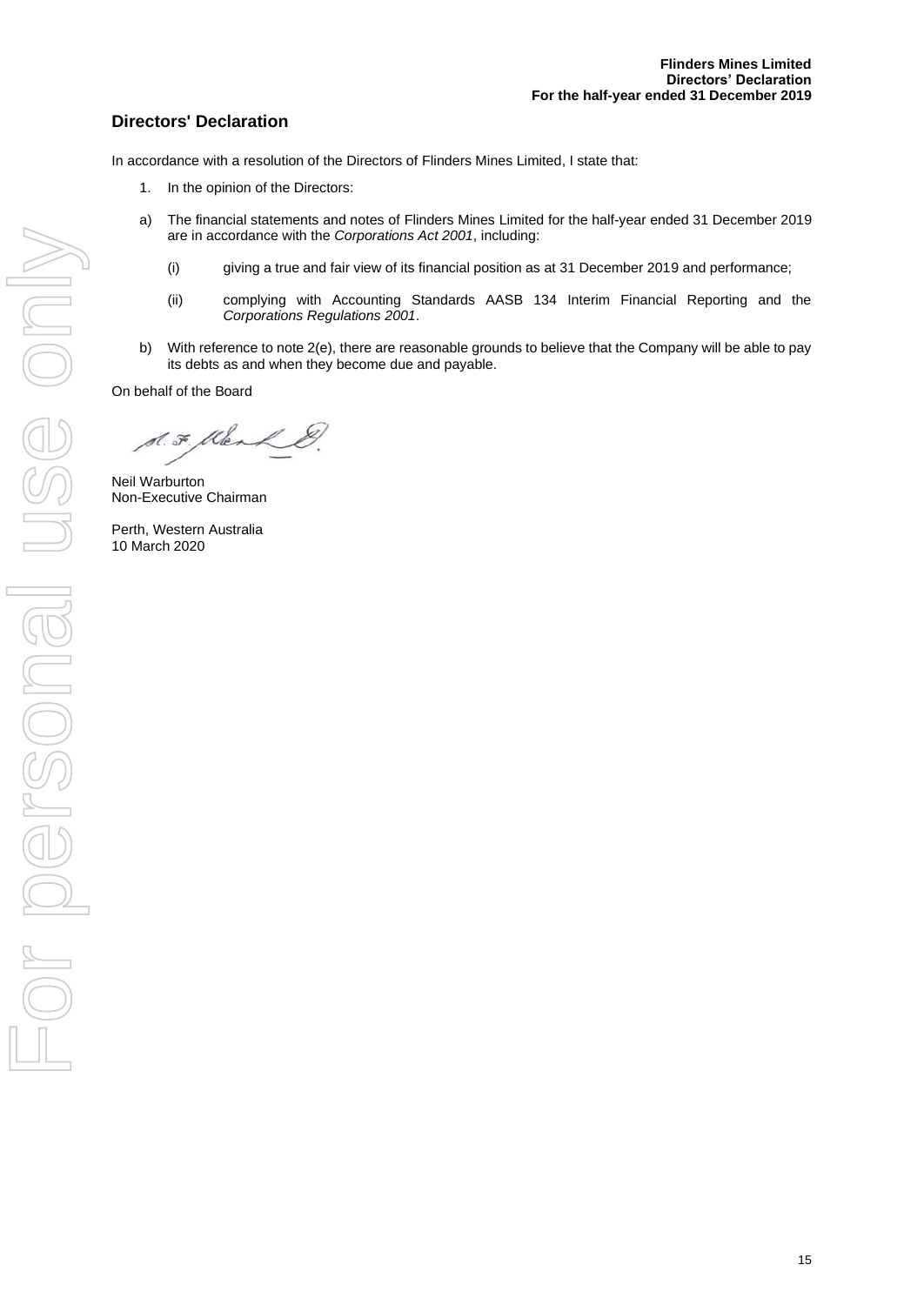## Directors' Declaration

In accordance with a resolution of the Directors of Flinders Mines Limited, I state that:

1. In the opinion of the Directors:

a) The financial statements and notes of Flinders Mines Limited for the half-year ended 31 December 2019 are in accordance with the *Corporations Act 2001*, including:

   (i) giving a true and fair view of its financial position as at 31 December 2019 and performance;

   (ii) complying with Accounting Standards AASB 134 Interim Financial Reporting and the *Corporations Regulations 2001*.

b) With reference to note 2(e), there are reasonable grounds to believe that the Company will be able to pay its debts as and when they become due and payable.

On behalf of the Board

Neil Warburton
Non-Executive Chairman

Perth, Western Australia
10 March 2020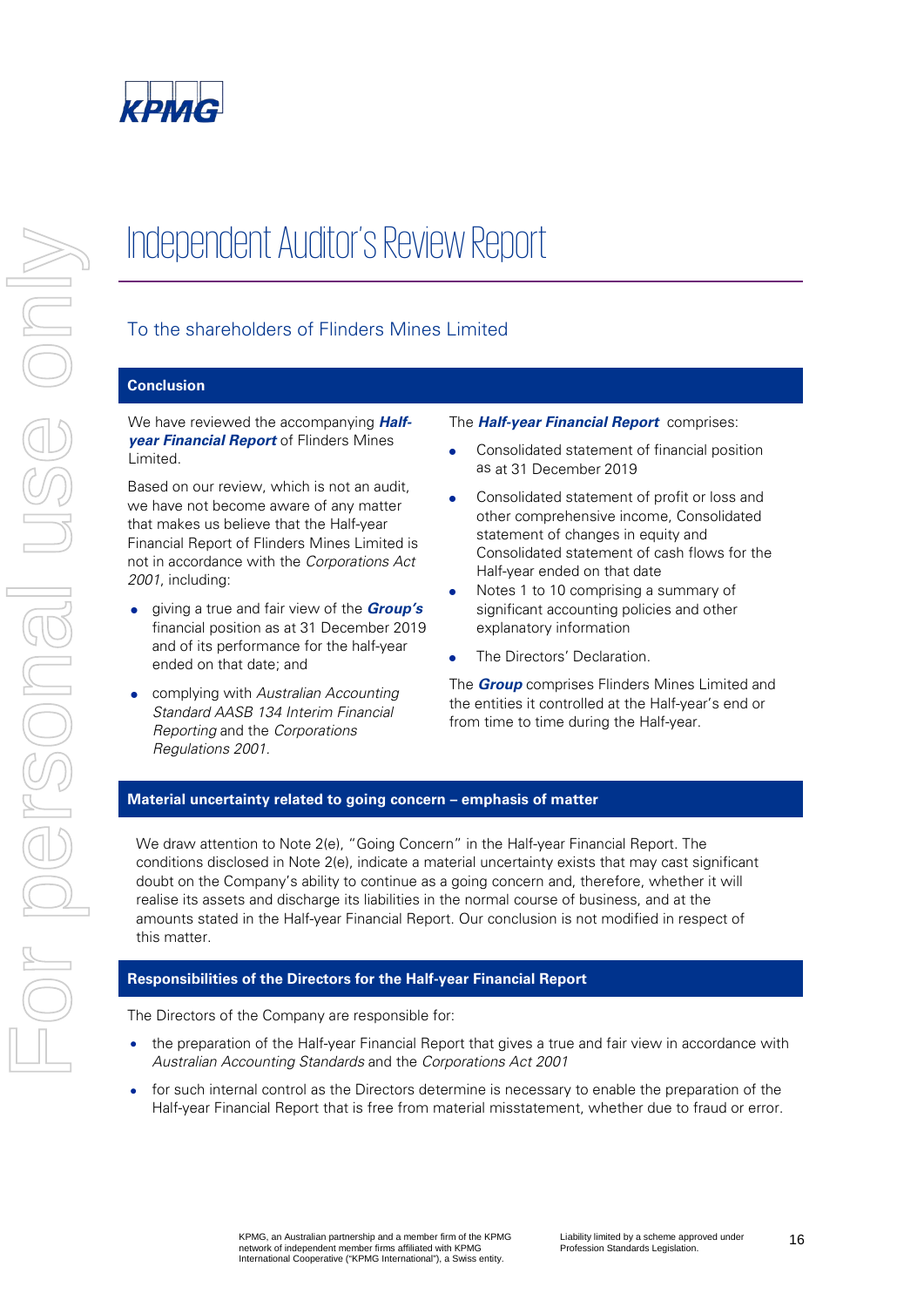KPMG

# Independent Auditor's Review Report

## To the shareholders of Flinders Mines Limited

### Conclusion

We have reviewed the accompanying ***Half-year Financial Report*** of Flinders Mines Limited.

Based on our review, which is not an audit, we have not become aware of any matter that makes us believe that the Half-year Financial Report of Flinders Mines Limited is not in accordance with the *Corporations Act 2001*, including:

- giving a true and fair view of the ***Group's*** financial position as at 31 December 2019 and of its performance for the half-year ended on that date; and
- complying with *Australian Accounting Standard AASB 134 Interim Financial Reporting* and the *Corporations Regulations 2001.*

The ***Half-year Financial Report*** comprises:

- Consolidated statement of financial position as at 31 December 2019
- Consolidated statement of profit or loss and other comprehensive income, Consolidated statement of changes in equity and Consolidated statement of cash flows for the Half-year ended on that date
- Notes 1 to 10 comprising a summary of significant accounting policies and other explanatory information
- The Directors' Declaration.

The ***Group*** comprises Flinders Mines Limited and the entities it controlled at the Half-year's end or from time to time during the Half-year.

### Material uncertainty related to going concern – emphasis of matter

We draw attention to Note 2(e), "Going Concern" in the Half-year Financial Report. The conditions disclosed in Note 2(e), indicate a material uncertainty exists that may cast significant doubt on the Company's ability to continue as a going concern and, therefore, whether it will realise its assets and discharge its liabilities in the normal course of business, and at the amounts stated in the Half-year Financial Report. Our conclusion is not modified in respect of this matter.

### Responsibilities of the Directors for the Half-year Financial Report

The Directors of the Company are responsible for:

- the preparation of the Half-year Financial Report that gives a true and fair view in accordance with *Australian Accounting Standards* and the *Corporations Act 2001*
- for such internal control as the Directors determine is necessary to enable the preparation of the Half-year Financial Report that is free from material misstatement, whether due to fraud or error.

KPMG, an Australian partnership and a member firm of the KPMG network of independent member firms affiliated with KPMG International Cooperative ("KPMG International"), a Swiss entity.

Liability limited by a scheme approved under Profession Standards Legislation.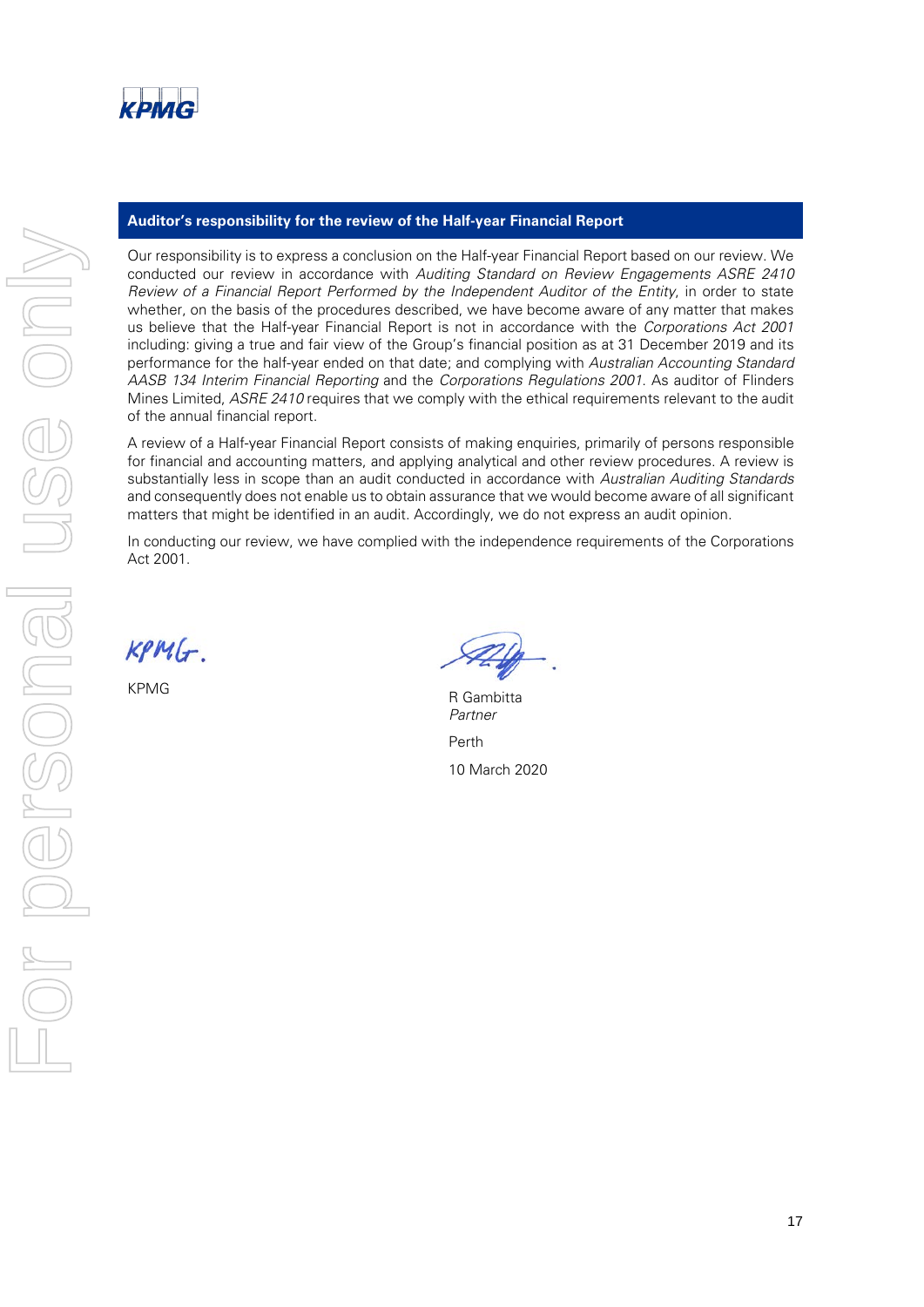## Auditor's responsibility for the review of the Half-year Financial Report

Our responsibility is to express a conclusion on the Half-year Financial Report based on our review. We conducted our review in accordance with *Auditing Standard on Review Engagements ASRE 2410 Review of a Financial Report Performed by the Independent Auditor of the Entity*, in order to state whether, on the basis of the procedures described, we have become aware of any matter that makes us believe that the Half-year Financial Report is not in accordance with the *Corporations Act 2001* including: giving a true and fair view of the Group's financial position as at 31 December 2019 and its performance for the half-year ended on that date; and complying with *Australian Accounting Standard AASB 134 Interim Financial Reporting* and the *Corporations Regulations 2001*. As auditor of Flinders Mines Limited, *ASRE 2410* requires that we comply with the ethical requirements relevant to the audit of the annual financial report.

A review of a Half-year Financial Report consists of making enquiries, primarily of persons responsible for financial and accounting matters, and applying analytical and other review procedures. A review is substantially less in scope than an audit conducted in accordance with *Australian Auditing Standards* and consequently does not enable us to obtain assurance that we would become aware of all significant matters that might be identified in an audit. Accordingly, we do not express an audit opinion.

In conducting our review, we have complied with the independence requirements of the Corporations Act 2001.

KPMG

R Gambitta
*Partner*

Perth

10 March 2020